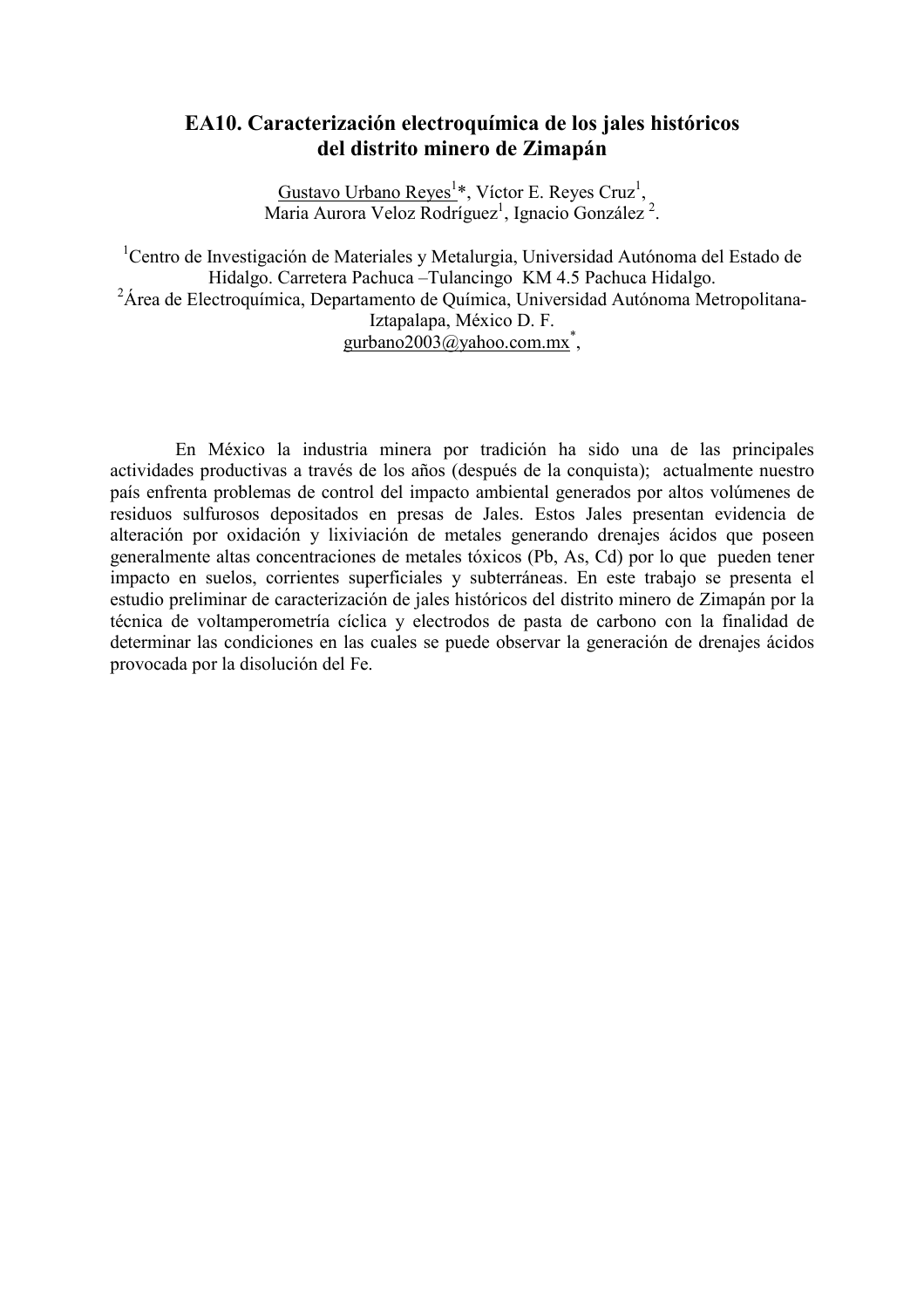# EA10. Caracterización electroquímica de los jales históricos del distrito minero de Zimapán

Gustavo Urbano Reyes[1]*, Víctor E. Reyes Cruz[1],
Maria Aurora Veloz Rodríguez[1], Ignacio González [2].

[1]Centro de Investigación de Materiales y Metalurgia, Universidad Autónoma del Estado de Hidalgo. Carretera Pachuca –Tulancingo KM 4.5 Pachuca Hidalgo.
[2]Área de Electroquímica, Departamento de Química, Universidad Autónoma Metropolitana-Iztapalapa, México D. F.
gurbano2003@yahoo.com.mx*,

En México la industria minera por tradición ha sido una de las principales actividades productivas a través de los años (después de la conquista); actualmente nuestro país enfrenta problemas de control del impacto ambiental generados por altos volúmenes de residuos sulfurosos depositados en presas de Jales. Estos Jales presentan evidencia de alteración por oxidación y lixiviación de metales generando drenajes ácidos que poseen generalmente altas concentraciones de metales tóxicos (Pb, As, Cd) por lo que pueden tener impacto en suelos, corrientes superficiales y subterráneas. En este trabajo se presenta el estudio preliminar de caracterización de jales históricos del distrito minero de Zimapán por la técnica de voltamperometría cíclica y electrodos de pasta de carbono con la finalidad de determinar las condiciones en las cuales se puede observar la generación de drenajes ácidos provocada por la disolución del Fe.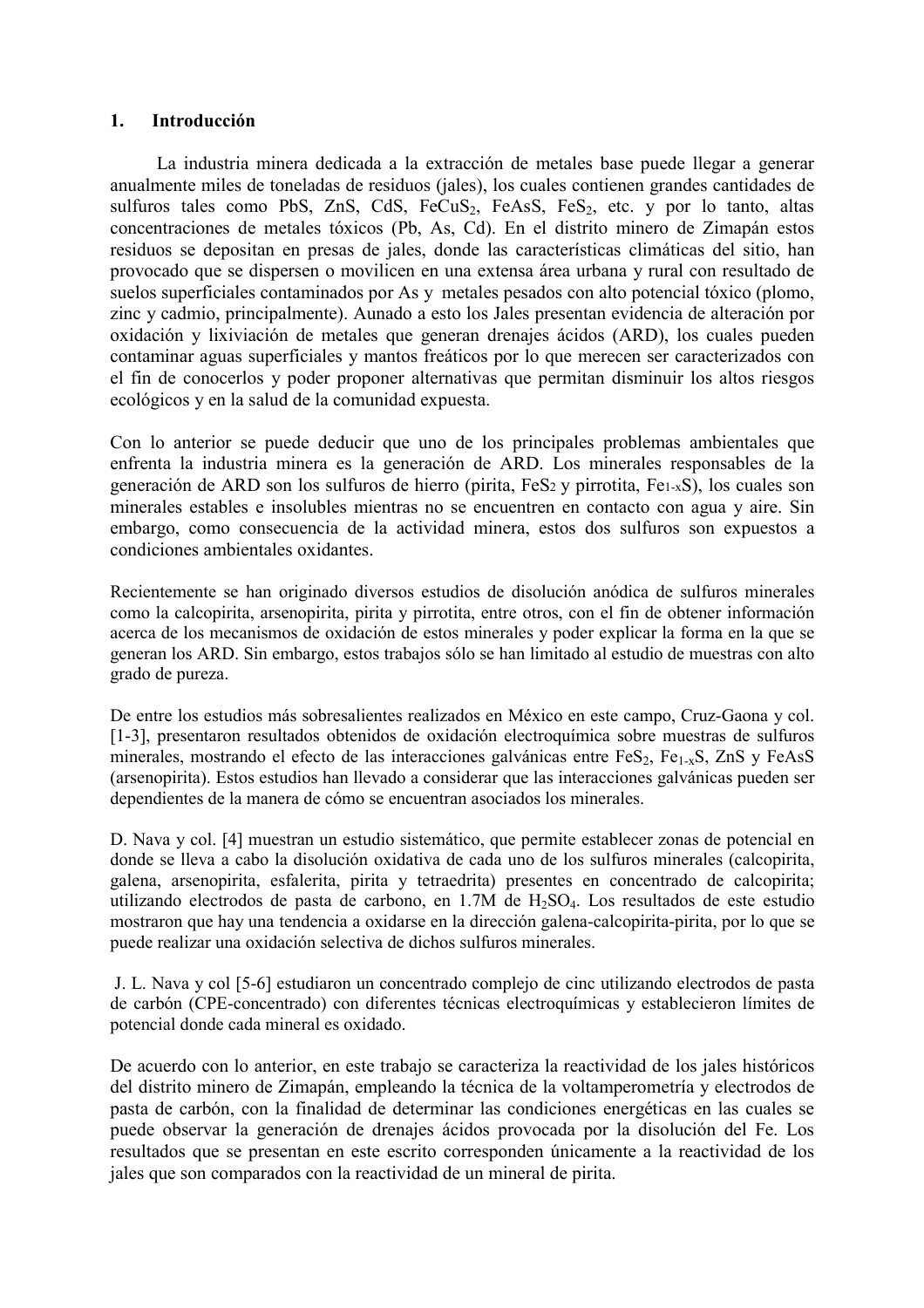## 1. Introducción

La industria minera dedicada a la extracción de metales base puede llegar a generar anualmente miles de toneladas de residuos (jales), los cuales contienen grandes cantidades de sulfuros tales como PbS, ZnS, CdS, $FeCuS_2$, FeAsS, $FeS_2$, etc. y por lo tanto, altas concentraciones de metales tóxicos (Pb, As, Cd). En el distrito minero de Zimapán estos residuos se depositan en presas de jales, donde las características climáticas del sitio, han provocado que se dispersen o movilicen en una extensa área urbana y rural con resultado de suelos superficiales contaminados por As y metales pesados con alto potencial tóxico (plomo, zinc y cadmio, principalmente). Aunado a esto los Jales presentan evidencia de alteración por oxidación y lixiviación de metales que generan drenajes ácidos (ARD), los cuales pueden contaminar aguas superficiales y mantos freáticos por lo que merecen ser caracterizados con el fin de conocerlos y poder proponer alternativas que permitan disminuir los altos riesgos ecológicos y en la salud de la comunidad expuesta.

Con lo anterior se puede deducir que uno de los principales problemas ambientales que enfrenta la industria minera es la generación de ARD. Los minerales responsables de la generación de ARD son los sulfuros de hierro (pirita, $FeS_2$ y pirrotita, $Fe_{1-x}S$), los cuales son minerales estables e insolubles mientras no se encuentren en contacto con agua y aire. Sin embargo, como consecuencia de la actividad minera, estos dos sulfuros son expuestos a condiciones ambientales oxidantes.

Recientemente se han originado diversos estudios de disolución anódica de sulfuros minerales como la calcopirita, arsenopirita, pirita y pirrotita, entre otros, con el fin de obtener información acerca de los mecanismos de oxidación de estos minerales y poder explicar la forma en la que se generan los ARD. Sin embargo, estos trabajos sólo se han limitado al estudio de muestras con alto grado de pureza.

De entre los estudios más sobresalientes realizados en México en este campo, Cruz-Gaona y col. [1-3], presentaron resultados obtenidos de oxidación electroquímica sobre muestras de sulfuros minerales, mostrando el efecto de las interacciones galvánicas entre $FeS_2$, $Fe_{1-x}S$, ZnS y FeAsS (arsenopirita). Estos estudios han llevado a considerar que las interacciones galvánicas pueden ser dependientes de la manera de cómo se encuentran asociados los minerales.

D. Nava y col. [4] muestran un estudio sistemático, que permite establecer zonas de potencial en donde se lleva a cabo la disolución oxidativa de cada uno de los sulfuros minerales (calcopirita, galena, arsenopirita, esfalerita, pirita y tetraedrita) presentes en concentrado de calcopirita; utilizando electrodos de pasta de carbono, en 1.7M de $H_2SO_4$. Los resultados de este estudio mostraron que hay una tendencia a oxidarse en la dirección galena-calcopirita-pirita, por lo que se puede realizar una oxidación selectiva de dichos sulfuros minerales.

J. L. Nava y col [5-6] estudiaron un concentrado complejo de cinc utilizando electrodos de pasta de carbón (CPE-concentrado) con diferentes técnicas electroquímicas y establecieron límites de potencial donde cada mineral es oxidado.

De acuerdo con lo anterior, en este trabajo se caracteriza la reactividad de los jales históricos del distrito minero de Zimapán, empleando la técnica de la voltamperometría y electrodos de pasta de carbón, con la finalidad de determinar las condiciones energéticas en las cuales se puede observar la generación de drenajes ácidos provocada por la disolución del Fe. Los resultados que se presentan en este escrito corresponden únicamente a la reactividad de los jales que son comparados con la reactividad de un mineral de pirita.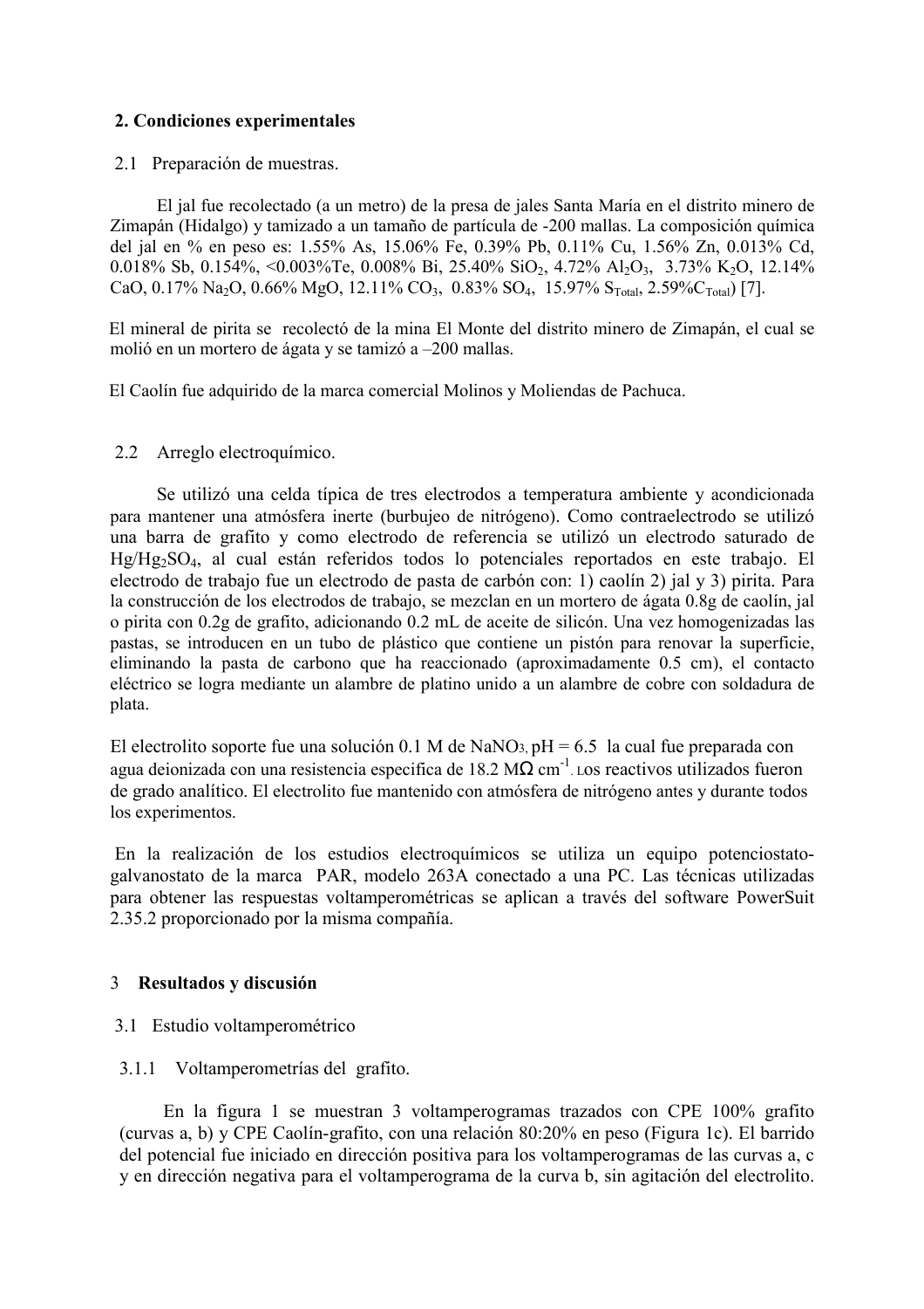## 2. Condiciones experimentales

### 2.1 Preparación de muestras.

El jal fue recolectado (a un metro) de la presa de jales Santa María en el distrito minero de Zimapán (Hidalgo) y tamizado a un tamaño de partícula de -200 mallas. La composición química del jal en % en peso es: 1.55% As, 15.06% Fe, 0.39% Pb, 0.11% Cu, 1.56% Zn, 0.013% Cd, 0.018% Sb, 0.154%, <0.003%Te, 0.008% Bi, 25.40% $SiO_2$, 4.72% $Al_2O_3$, 3.73% $K_2O$, 12.14% CaO, 0.17% $Na_2O$, 0.66% MgO, 12.11% $CO_3$, 0.83% $SO_4$, 15.97% $S_{Total}$, 2.59%$C_{Total}$) [7].

El mineral de pirita se recolectó de la mina El Monte del distrito minero de Zimapán, el cual se molió en un mortero de ágata y se tamizó a –200 mallas.

El Caolín fue adquirido de la marca comercial Molinos y Moliendas de Pachuca.

### 2.2 Arreglo electroquímico.

Se utilizó una celda típica de tres electrodos a temperatura ambiente y acondicionada para mantener una atmósfera inerte (burbujeo de nitrógeno). Como contraelectrodo se utilizó una barra de grafito y como electrodo de referencia se utilizó un electrodo saturado de $Hg/Hg_2SO_4$, al cual están referidos todos lo potenciales reportados en este trabajo. El electrodo de trabajo fue un electrodo de pasta de carbón con: 1) caolín 2) jal y 3) pirita. Para la construcción de los electrodos de trabajo, se mezclan en un mortero de ágata 0.8g de caolín, jal o pirita con 0.2g de grafito, adicionando 0.2 mL de aceite de silicón. Una vez homogenizadas las pastas, se introducen en un tubo de plástico que contiene un pistón para renovar la superficie, eliminando la pasta de carbono que ha reaccionado (aproximadamente 0.5 cm), el contacto eléctrico se logra mediante un alambre de platino unido a un alambre de cobre con soldadura de plata.

El electrolito soporte fue una solución 0.1 M de $NaNO_3$, pH = 6.5 la cual fue preparada con agua deionizada con una resistencia especifica de 18.2 MΩ $cm^{-1}$. Los reactivos utilizados fueron de grado analítico. El electrolito fue mantenido con atmósfera de nitrógeno antes y durante todos los experimentos.

En la realización de los estudios electroquímicos se utiliza un equipo potenciostato-galvanostato de la marca PAR, modelo 263A conectado a una PC. Las técnicas utilizadas para obtener las respuestas voltamperométricas se aplican a través del software PowerSuit 2.35.2 proporcionado por la misma compañía.

## 3 Resultados y discusión

### 3.1 Estudio voltamperométrico

#### 3.1.1 Voltamperometrías del grafito.

En la figura 1 se muestran 3 voltamperogramas trazados con CPE 100% grafito (curvas a, b) y CPE Caolín-grafito, con una relación 80:20% en peso (Figura 1c). El barrido del potencial fue iniciado en dirección positiva para los voltamperogramas de las curvas a, c y en dirección negativa para el voltamperograma de la curva b, sin agitación del electrolito.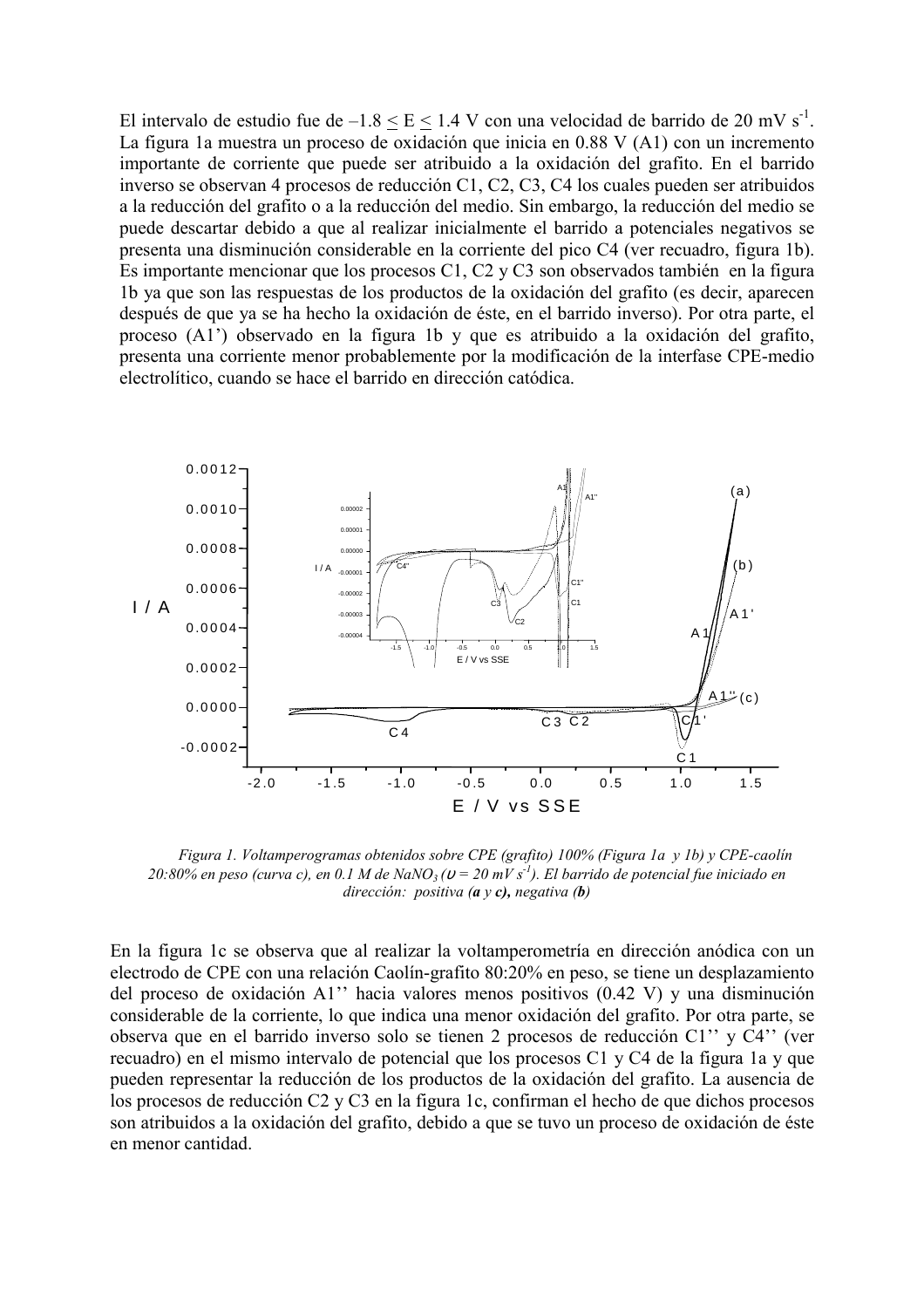El intervalo de estudio fue de $-1.8 \leq E \leq 1.4$ V con una velocidad de barrido de 20 mV $s^{-1}$. La figura 1a muestra un proceso de oxidación que inicia en 0.88 V (A1) con un incremento importante de corriente que puede ser atribuido a la oxidación del grafito. En el barrido inverso se observan 4 procesos de reducción C1, C2, C3, C4 los cuales pueden ser atribuidos a la reducción del grafito o a la reducción del medio. Sin embargo, la reducción del medio se puede descartar debido a que al realizar inicialmente el barrido a potenciales negativos se presenta una disminución considerable en la corriente del pico C4 (ver recuadro, figura 1b). Es importante mencionar que los procesos C1, C2 y C3 son observados también en la figura 1b ya que son las respuestas de los productos de la oxidación del grafito (es decir, aparecen después de que ya se ha hecho la oxidación de éste, en el barrido inverso). Por otra parte, el proceso (A1') observado en la figura 1b y que es atribuido a la oxidación del grafito, presenta una corriente menor probablemente por la modificación de la interfase CPE-medio electrolítico, cuando se hace el barrido en dirección catódica.

*Figura 1. Voltamperogramas obtenidos sobre CPE (grafito) 100% (Figura 1a y 1b) y CPE-caolín 20:80% en peso (curva c), en 0.1 M de $NaNO_3$ ($\upsilon$ = 20 mV $s^{-1}$). El barrido de potencial fue iniciado en dirección: positiva (**a** y **c**), negativa (**b**)*

En la figura 1c se observa que al realizar la voltamperometría en dirección anódica con un electrodo de CPE con una relación Caolín-grafito 80:20% en peso, se tiene un desplazamiento del proceso de oxidación A1'' hacia valores menos positivos (0.42 V) y una disminución considerable de la corriente, lo que indica una menor oxidación del grafito. Por otra parte, se observa que en el barrido inverso solo se tienen 2 procesos de reducción C1'' y C4'' (ver recuadro) en el mismo intervalo de potencial que los procesos C1 y C4 de la figura 1a y que pueden representar la reducción de los productos de la oxidación del grafito. La ausencia de los procesos de reducción C2 y C3 en la figura 1c, confirman el hecho de que dichos procesos son atribuidos a la oxidación del grafito, debido a que se tuvo un proceso de oxidación de éste en menor cantidad.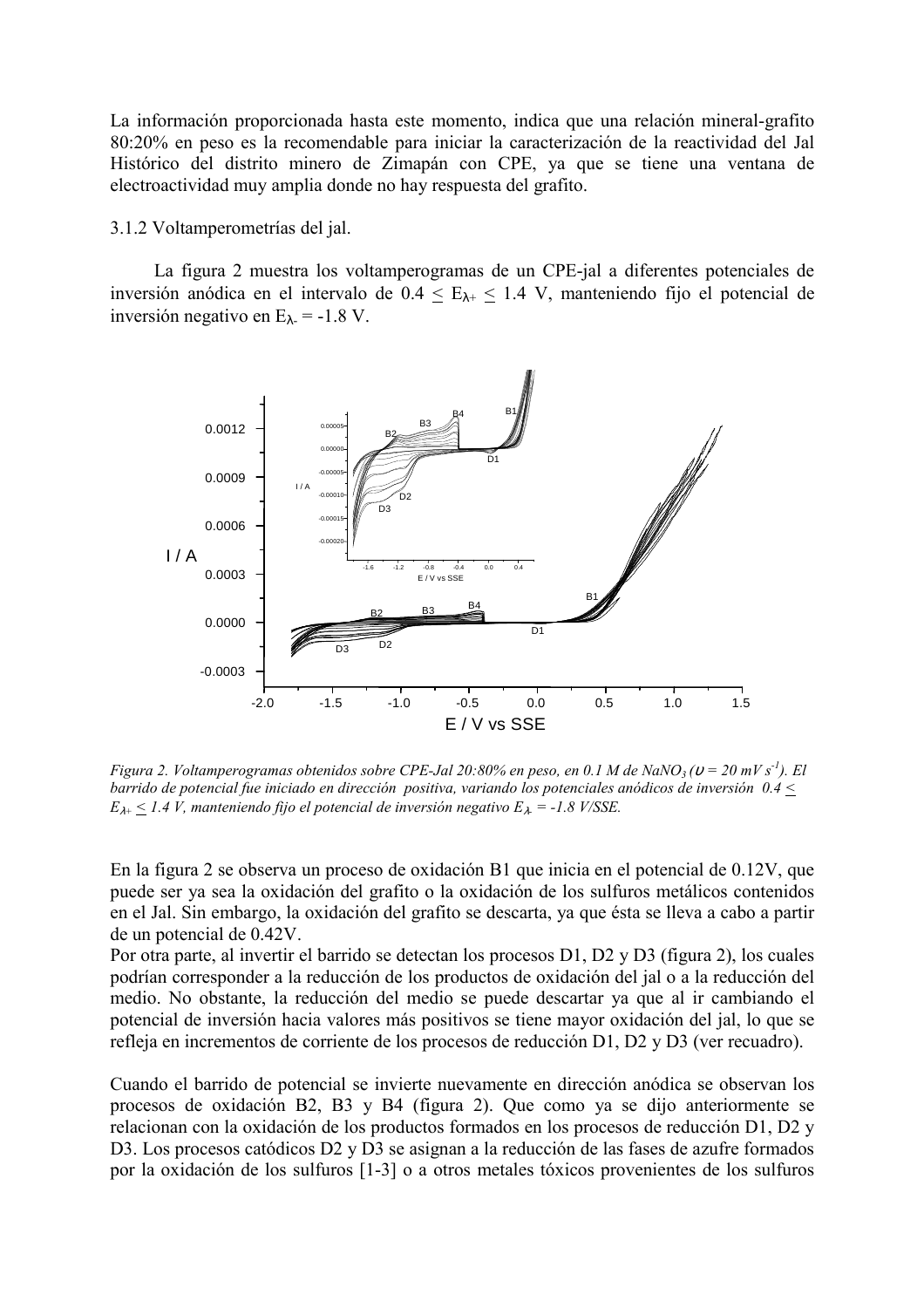La información proporcionada hasta este momento, indica que una relación mineral-grafito 80:20% en peso es la recomendable para iniciar la caracterización de la reactividad del Jal Histórico del distrito minero de Zimapán con CPE, ya que se tiene una ventana de electroactividad muy amplia donde no hay respuesta del grafito.

3.1.2 Voltamperometrías del jal.

La figura 2 muestra los voltamperogramas de un CPE-jal a diferentes potenciales de inversión anódica en el intervalo de $0.4 \leq E_{\lambda+} \leq 1.4$ V, manteniendo fijo el potencial de inversión negativo en $E_{\lambda-} = -1.8$ V.

*Figura 2. Voltamperogramas obtenidos sobre CPE-Jal 20:80% en peso, en 0.1 M de $NaNO_3$ ($\upsilon = 20$ mV $s^{-1}$). El barrido de potencial fue iniciado en dirección positiva, variando los potenciales anódicos de inversión $0.4 \leq E_{\lambda+} \leq 1.4$ V, manteniendo fijo el potencial de inversión negativo $E_{\lambda-} = -1.8$ V/SSE.*

En la figura 2 se observa un proceso de oxidación B1 que inicia en el potencial de 0.12V, que puede ser ya sea la oxidación del grafito o la oxidación de los sulfuros metálicos contenidos en el Jal. Sin embargo, la oxidación del grafito se descarta, ya que ésta se lleva a cabo a partir de un potencial de 0.42V.

Por otra parte, al invertir el barrido se detectan los procesos D1, D2 y D3 (figura 2), los cuales podrían corresponder a la reducción de los productos de oxidación del jal o a la reducción del medio. No obstante, la reducción del medio se puede descartar ya que al ir cambiando el potencial de inversión hacia valores más positivos se tiene mayor oxidación del jal, lo que se refleja en incrementos de corriente de los procesos de reducción D1, D2 y D3 (ver recuadro).

Cuando el barrido de potencial se invierte nuevamente en dirección anódica se observan los procesos de oxidación B2, B3 y B4 (figura 2). Que como ya se dijo anteriormente se relacionan con la oxidación de los productos formados en los procesos de reducción D1, D2 y D3. Los procesos catódicos D2 y D3 se asignan a la reducción de las fases de azufre formados por la oxidación de los sulfuros [1-3] o a otros metales tóxicos provenientes de los sulfuros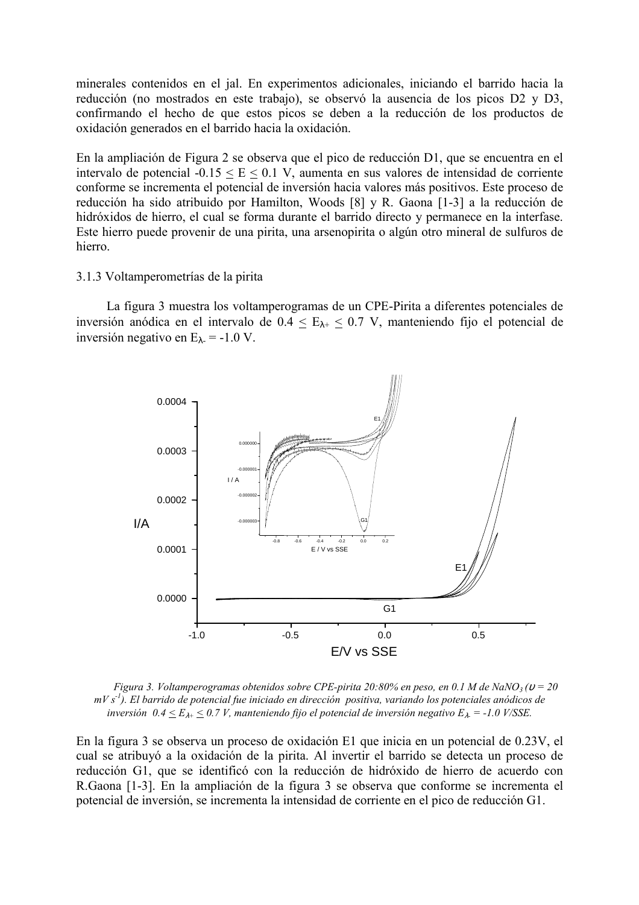minerales contenidos en el jal. En experimentos adicionales, iniciando el barrido hacia la reducción (no mostrados en este trabajo), se observó la ausencia de los picos D2 y D3, confirmando el hecho de que estos picos se deben a la reducción de los productos de oxidación generados en el barrido hacia la oxidación.

En la ampliación de Figura 2 se observa que el pico de reducción D1, que se encuentra en el intervalo de potencial $-0.15 \leq E \leq 0.1$ V, aumenta en sus valores de intensidad de corriente conforme se incrementa el potencial de inversión hacia valores más positivos. Este proceso de reducción ha sido atribuido por Hamilton, Woods [8] y R. Gaona [1-3] a la reducción de hidróxidos de hierro, el cual se forma durante el barrido directo y permanece en la interfase. Este hierro puede provenir de una pirita, una arsenopirita o algún otro mineral de sulfuros de hierro.

3.1.3 Voltamperometrías de la pirita

La figura 3 muestra los voltamperogramas de un CPE-Pirita a diferentes potenciales de inversión anódica en el intervalo de $0.4 \leq E_{\lambda+} \leq 0.7$ V, manteniendo fijo el potencial de inversión negativo en $E_{\lambda-} = -1.0$ V.

*Figura 3. Voltamperogramas obtenidos sobre CPE-pirita 20:80% en peso, en 0.1 M de $NaNO_3$ ($\upsilon$ = 20 mV $s^{-1}$). El barrido de potencial fue iniciado en dirección positiva, variando los potenciales anódicos de inversión $0.4 \leq E_{\lambda+} \leq 0.7$ V, manteniendo fijo el potencial de inversión negativo $E_{\lambda-} = -1.0$ V/SSE.*

En la figura 3 se observa un proceso de oxidación E1 que inicia en un potencial de 0.23V, el cual se atribuyó a la oxidación de la pirita. Al invertir el barrido se detecta un proceso de reducción G1, que se identificó con la reducción de hidróxido de hierro de acuerdo con R.Gaona [1-3]. En la ampliación de la figura 3 se observa que conforme se incrementa el potencial de inversión, se incrementa la intensidad de corriente en el pico de reducción G1.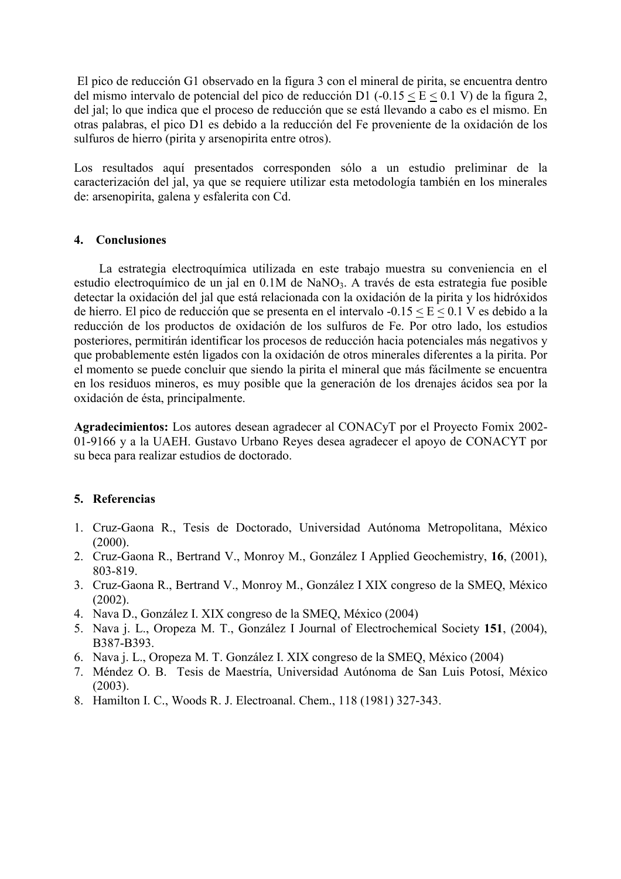El pico de reducción G1 observado en la figura 3 con el mineral de pirita, se encuentra dentro del mismo intervalo de potencial del pico de reducción D1 ($-0.15 \leq E \leq 0.1$ V) de la figura 2, del jal; lo que indica que el proceso de reducción que se está llevando a cabo es el mismo. En otras palabras, el pico D1 es debido a la reducción del Fe proveniente de la oxidación de los sulfuros de hierro (pirita y arsenopirita entre otros).

Los resultados aquí presentados corresponden sólo a un estudio preliminar de la caracterización del jal, ya que se requiere utilizar esta metodología también en los minerales de: arsenopirita, galena y esfalerita con Cd.

## 4. Conclusiones

La estrategia electroquímica utilizada en este trabajo muestra su conveniencia en el estudio electroquímico de un jal en 0.1M de $NaNO_3$. A través de esta estrategia fue posible detectar la oxidación del jal que está relacionada con la oxidación de la pirita y los hidróxidos de hierro. El pico de reducción que se presenta en el intervalo $-0.15 \leq E \leq 0.1$ V es debido a la reducción de los productos de oxidación de los sulfuros de Fe. Por otro lado, los estudios posteriores, permitirán identificar los procesos de reducción hacia potenciales más negativos y que probablemente estén ligados con la oxidación de otros minerales diferentes a la pirita. Por el momento se puede concluir que siendo la pirita el mineral que más fácilmente se encuentra en los residuos mineros, es muy posible que la generación de los drenajes ácidos sea por la oxidación de ésta, principalmente.

**Agradecimientos:** Los autores desean agradecer al CONACyT por el Proyecto Fomix 2002-01-9166 y a la UAEH. Gustavo Urbano Reyes desea agradecer el apoyo de CONACYT por su beca para realizar estudios de doctorado.

## 5. Referencias

1. Cruz-Gaona R., Tesis de Doctorado, Universidad Autónoma Metropolitana, México (2000).
2. Cruz-Gaona R., Bertrand V., Monroy M., González I Applied Geochemistry, **16**, (2001), 803-819.
3. Cruz-Gaona R., Bertrand V., Monroy M., González I XIX congreso de la SMEQ, México (2002).
4. Nava D., González I. XIX congreso de la SMEQ, México (2004)
5. Nava j. L., Oropeza M. T., González I Journal of Electrochemical Society **151**, (2004), B387-B393.
6. Nava j. L., Oropeza M. T. González I. XIX congreso de la SMEQ, México (2004)
7. Méndez O. B. Tesis de Maestría, Universidad Autónoma de San Luis Potosí, México (2003).
8. Hamilton I. C., Woods R. J. Electroanal. Chem., 118 (1981) 327-343.